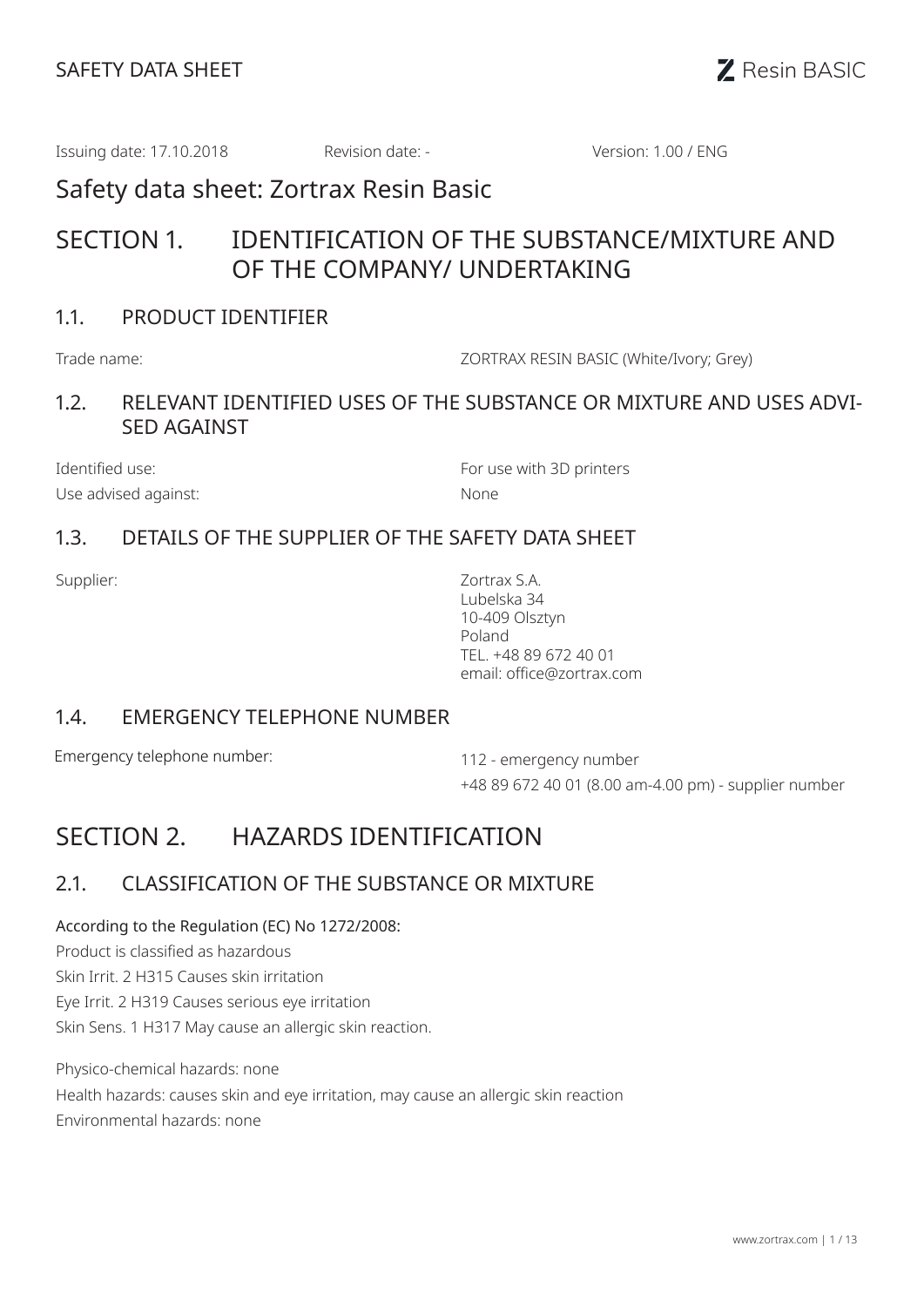Issuing date: 17.10.2018 Revision date: - Version: 1.00 / ENG

# Safety data sheet: Zortrax Resin Basic

## SECTION 1. IDENTIFICATION OF THE SUBSTANCE/MIXTURE AND OF THE COMPANY/ UNDERTAKING

### 1.1. PRODUCT IDENTIFIER

| | |
|---|---|
| Trade name: | ZORTRAX RESIN BASIC (White/Ivory; Grey) |

### 1.2. RELEVANT IDENTIFIED USES OF THE SUBSTANCE OR MIXTURE AND USES ADVISED AGAINST

| | |
|---|---|
| Identified use: | For use with 3D printers |
| Use advised against: | None |

### 1.3. DETAILS OF THE SUPPLIER OF THE SAFETY DATA SHEET

Supplier:

Zortrax S.A.
Lubelska 34
10-409 Olsztyn
Poland
TEL. +48 89 672 40 01
email: office@zortrax.com

### 1.4. EMERGENCY TELEPHONE NUMBER

Emergency telephone number:

112 - emergency number
+48 89 672 40 01 (8.00 am-4.00 pm) - supplier number

## SECTION 2. HAZARDS IDENTIFICATION

### 2.1. CLASSIFICATION OF THE SUBSTANCE OR MIXTURE

According to the Regulation (EC) No 1272/2008:
Product is classified as hazardous
Skin Irrit. 2 H315 Causes skin irritation
Eye Irrit. 2 H319 Causes serious eye irritation
Skin Sens. 1 H317 May cause an allergic skin reaction.

Physico-chemical hazards: none
Health hazards: causes skin and eye irritation, may cause an allergic skin reaction
Environmental hazards: none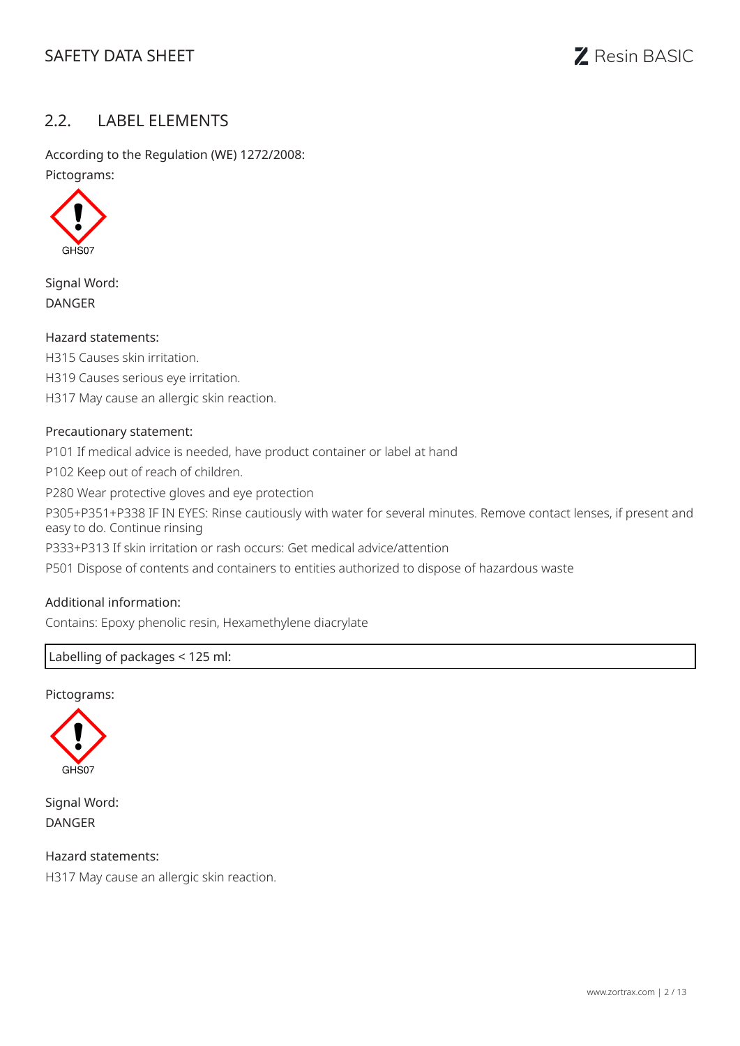## 2.2. LABEL ELEMENTS

According to the Regulation (WE) 1272/2008:

Pictograms:

GHS07

Signal Word:

DANGER

Hazard statements:

H315 Causes skin irritation.

H319 Causes serious eye irritation.

H317 May cause an allergic skin reaction.

Precautionary statement:

P101 If medical advice is needed, have product container or label at hand

P102 Keep out of reach of children.

P280 Wear protective gloves and eye protection

P305+P351+P338 IF IN EYES: Rinse cautiously with water for several minutes. Remove contact lenses, if present and easy to do. Continue rinsing

P333+P313 If skin irritation or rash occurs: Get medical advice/attention

P501 Dispose of contents and containers to entities authorized to dispose of hazardous waste

Additional information:

Contains: Epoxy phenolic resin, Hexamethylene diacrylate

Labelling of packages < 125 ml:

Pictograms:

GHS07

Signal Word:

DANGER

Hazard statements:

H317 May cause an allergic skin reaction.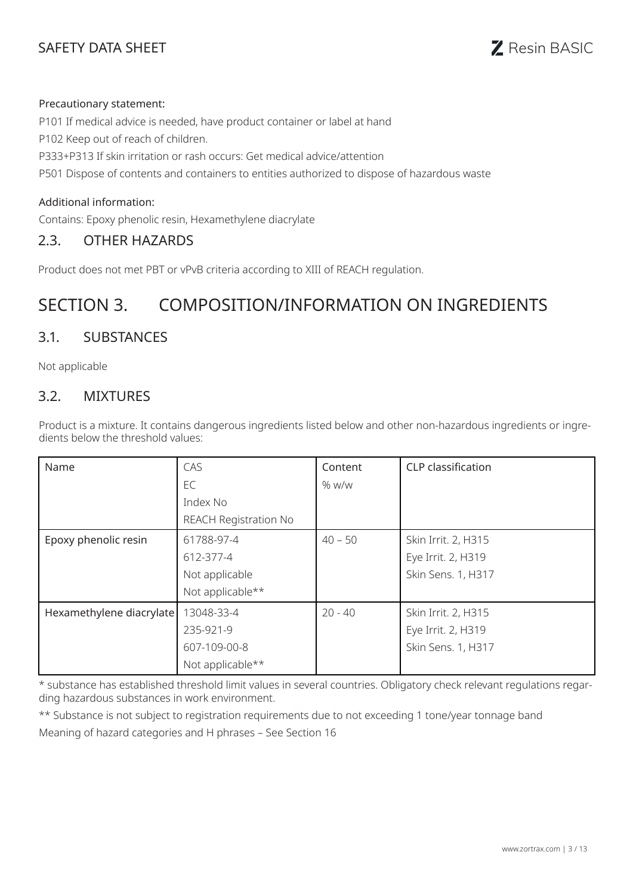Precautionary statement:

P101 If medical advice is needed, have product container or label at hand

P102 Keep out of reach of children.

P333+P313 If skin irritation or rash occurs: Get medical advice/attention

P501 Dispose of contents and containers to entities authorized to dispose of hazardous waste

Additional information:

Contains: Epoxy phenolic resin, Hexamethylene diacrylate

## 2.3. OTHER HAZARDS

Product does not met PBT or vPvB criteria according to XIII of REACH regulation.

# SECTION 3. COMPOSITION/INFORMATION ON INGREDIENTS

## 3.1. SUBSTANCES

Not applicable

## 3.2. MIXTURES

Product is a mixture. It contains dangerous ingredients listed below and other non-hazardous ingredients or ingredients below the threshold values:

| Name | CAS<br>EC<br>Index No<br>REACH Registration No | Content<br>% w/w | CLP classification |
|---|---|---|---|
| Epoxy phenolic resin | 61788-97-4<br>612-377-4<br>Not applicable<br>Not applicable** | 40 – 50 | Skin Irrit. 2, H315<br>Eye Irrit. 2, H319<br>Skin Sens. 1, H317 |
| Hexamethylene diacrylate | 13048-33-4<br>235-921-9<br>607-109-00-8<br>Not applicable** | 20 - 40 | Skin Irrit. 2, H315<br>Eye Irrit. 2, H319<br>Skin Sens. 1, H317 |

* substance has established threshold limit values in several countries. Obligatory check relevant regulations regarding hazardous substances in work environment.

** Substance is not subject to registration requirements due to not exceeding 1 tone/year tonnage band

Meaning of hazard categories and H phrases – See Section 16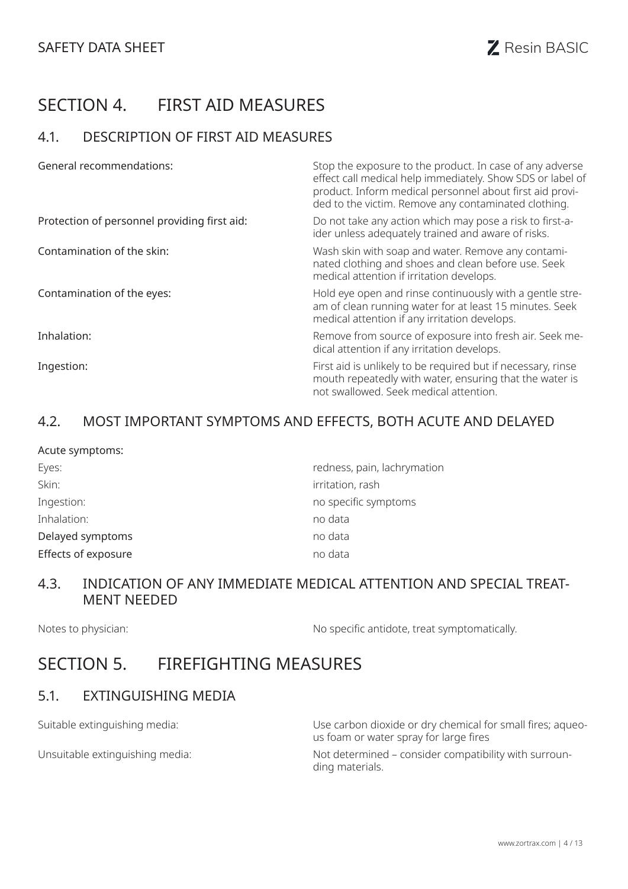# SECTION 4. FIRST AID MEASURES

## 4.1. DESCRIPTION OF FIRST AID MEASURES

| | |
|---|---|
| General recommendations: | Stop the exposure to the product. In case of any adverse effect call medical help immediately. Show SDS or label of product. Inform medical personnel about first aid provided to the victim. Remove any contaminated clothing. |
| Protection of personnel providing first aid: | Do not take any action which may pose a risk to first-aider unless adequately trained and aware of risks. |
| Contamination of the skin: | Wash skin with soap and water. Remove any contaminated clothing and shoes and clean before use. Seek medical attention if irritation develops. |
| Contamination of the eyes: | Hold eye open and rinse continuously with a gentle stream of clean running water for at least 15 minutes. Seek medical attention if any irritation develops. |
| Inhalation: | Remove from source of exposure into fresh air. Seek medical attention if any irritation develops. |
| Ingestion: | First aid is unlikely to be required but if necessary, rinse mouth repeatedly with water, ensuring that the water is not swallowed. Seek medical attention. |

## 4.2. MOST IMPORTANT SYMPTOMS AND EFFECTS, BOTH ACUTE AND DELAYED

| | |
|---|---|
| Acute symptoms: | |
| Eyes: | redness, pain, lachrymation |
| Skin: | irritation, rash |
| Ingestion: | no specific symptoms |
| Inhalation: | no data |
| Delayed symptoms | no data |
| Effects of exposure | no data |

## 4.3. INDICATION OF ANY IMMEDIATE MEDICAL ATTENTION AND SPECIAL TREATMENT NEEDED

| | |
|---|---|
| Notes to physician: | No specific antidote, treat symptomatically. |

# SECTION 5. FIREFIGHTING MEASURES

## 5.1. EXTINGUISHING MEDIA

| | |
|---|---|
| Suitable extinguishing media: | Use carbon dioxide or dry chemical for small fires; aqueous foam or water spray for large fires |
| Unsuitable extinguishing media: | Not determined – consider compatibility with surrounding materials. |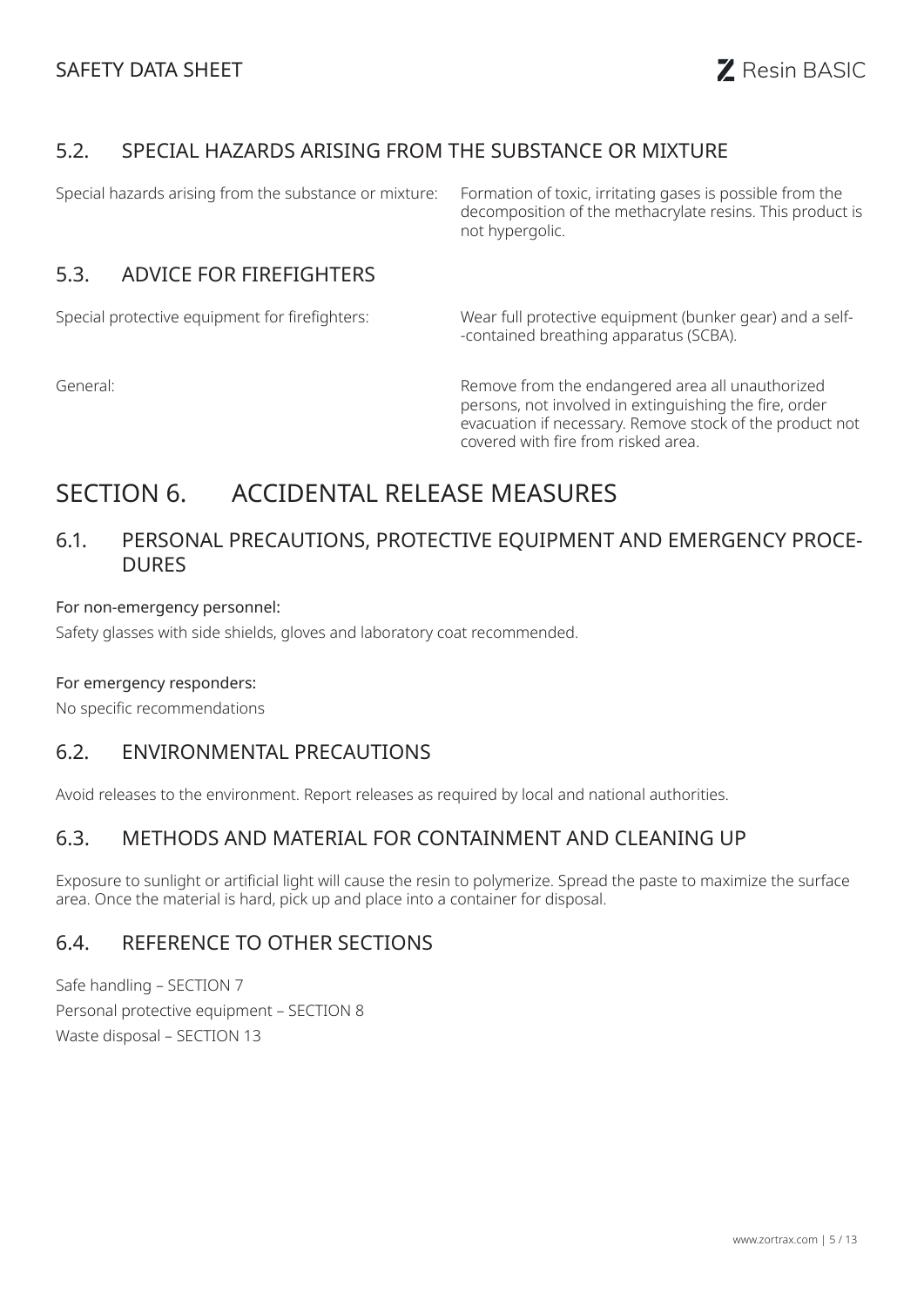### 5.2. SPECIAL HAZARDS ARISING FROM THE SUBSTANCE OR MIXTURE

| | |
|---|---|
| Special hazards arising from the substance or mixture: | Formation of toxic, irritating gases is possible from the decomposition of the methacrylate resins. This product is not hypergolic. |

### 5.3. ADVICE FOR FIREFIGHTERS

| | |
|---|---|
| Special protective equipment for firefighters: | Wear full protective equipment (bunker gear) and a self-contained breathing apparatus (SCBA). |
| General: | Remove from the endangered area all unauthorized persons, not involved in extinguishing the fire, order evacuation if necessary. Remove stock of the product not covered with fire from risked area. |

## SECTION 6. ACCIDENTAL RELEASE MEASURES

### 6.1. PERSONAL PRECAUTIONS, PROTECTIVE EQUIPMENT AND EMERGENCY PROCEDURES

For non-emergency personnel:

Safety glasses with side shields, gloves and laboratory coat recommended.

For emergency responders:

No specific recommendations

### 6.2. ENVIRONMENTAL PRECAUTIONS

Avoid releases to the environment. Report releases as required by local and national authorities.

### 6.3. METHODS AND MATERIAL FOR CONTAINMENT AND CLEANING UP

Exposure to sunlight or artificial light will cause the resin to polymerize. Spread the paste to maximize the surface area. Once the material is hard, pick up and place into a container for disposal.

### 6.4. REFERENCE TO OTHER SECTIONS

Safe handling – SECTION 7

Personal protective equipment – SECTION 8

Waste disposal – SECTION 13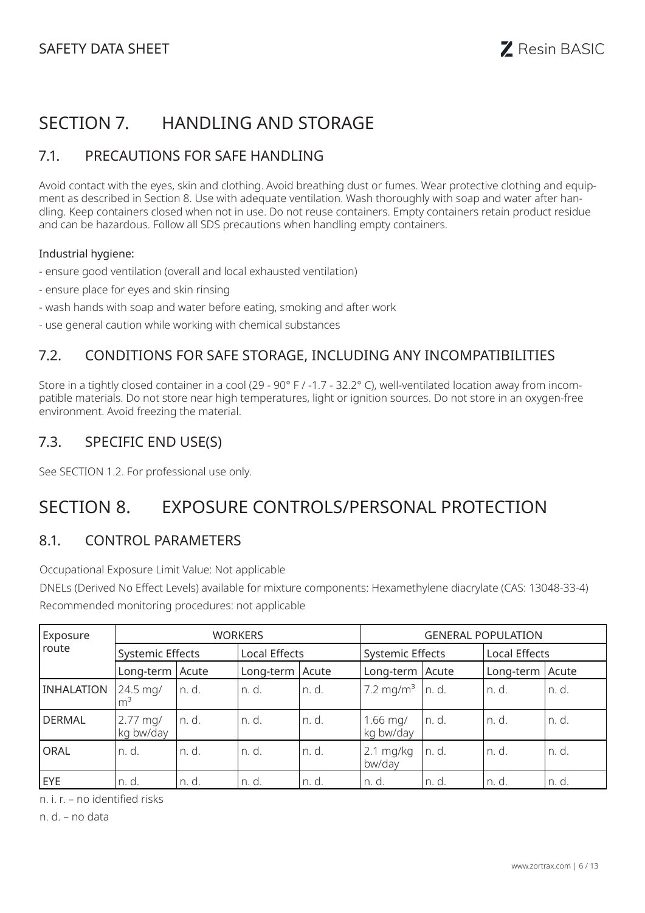# SECTION 7. HANDLING AND STORAGE

## 7.1. PRECAUTIONS FOR SAFE HANDLING

Avoid contact with the eyes, skin and clothing. Avoid breathing dust or fumes. Wear protective clothing and equipment as described in Section 8. Use with adequate ventilation. Wash thoroughly with soap and water after handling. Keep containers closed when not in use. Do not reuse containers. Empty containers retain product residue and can be hazardous. Follow all SDS precautions when handling empty containers.

Industrial hygiene:

- ensure good ventilation (overall and local exhausted ventilation)
- ensure place for eyes and skin rinsing
- wash hands with soap and water before eating, smoking and after work
- use general caution while working with chemical substances

## 7.2. CONDITIONS FOR SAFE STORAGE, INCLUDING ANY INCOMPATIBILITIES

Store in a tightly closed container in a cool (29 - 90° F / -1.7 - 32.2° C), well-ventilated location away from incompatible materials. Do not store near high temperatures, light or ignition sources. Do not store in an oxygen-free environment. Avoid freezing the material.

## 7.3. SPECIFIC END USE(S)

See SECTION 1.2. For professional use only.

# SECTION 8. EXPOSURE CONTROLS/PERSONAL PROTECTION

## 8.1. CONTROL PARAMETERS

Occupational Exposure Limit Value: Not applicable

DNELs (Derived No Effect Levels) available for mixture components: Hexamethylene diacrylate (CAS: 13048-33-4)

Recommended monitoring procedures: not applicable

| Exposure route | WORKERS | | | | GENERAL POPULATION | | | |
|---|---|---|---|---|---|---|---|---|
| | Systemic Effects | | Local Effects | | Systemic Effects | | Local Effects | |
| | Long-term | Acute | Long-term | Acute | Long-term | Acute | Long-term | Acute |
| INHALATION | 24.5 mg/m$^3$ | n. d. | n. d. | n. d. | 7.2 mg/m$^3$ | n. d. | n. d. | n. d. |
| DERMAL | 2.77 mg/kg bw/day | n. d. | n. d. | n. d. | 1.66 mg/kg bw/day | n. d. | n. d. | n. d. |
| ORAL | n. d. | n. d. | n. d. | n. d. | 2.1 mg/kg bw/day | n. d. | n. d. | n. d. |
| EYE | n. d. | n. d. | n. d. | n. d. | n. d. | n. d. | n. d. | n. d. |

n. i. r. – no identified risks

n. d. – no data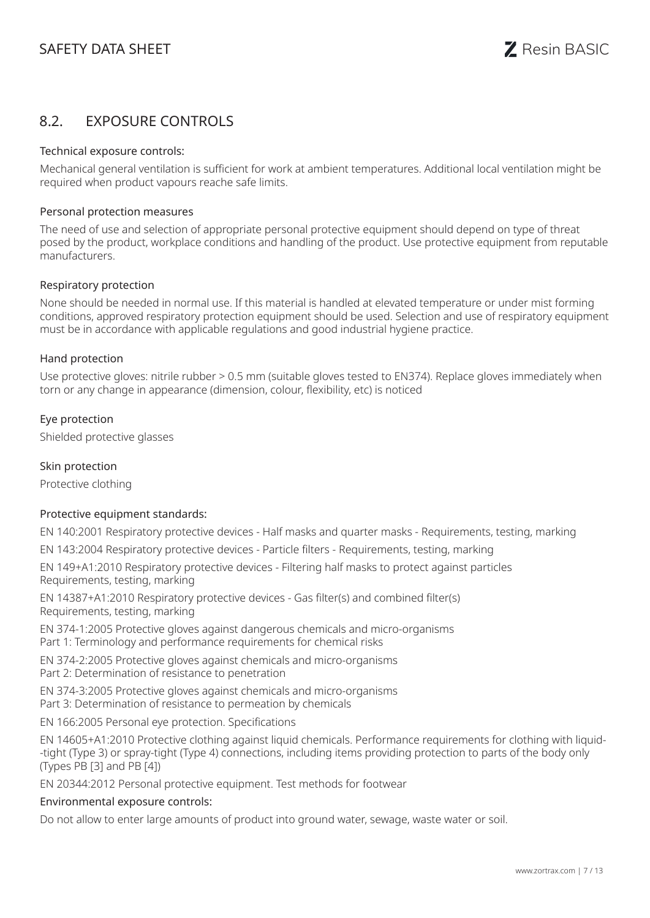## 8.2. EXPOSURE CONTROLS

### Technical exposure controls:

Mechanical general ventilation is sufficient for work at ambient temperatures. Additional local ventilation might be required when product vapours reache safe limits.

### Personal protection measures

The need of use and selection of appropriate personal protective equipment should depend on type of threat posed by the product, workplace conditions and handling of the product. Use protective equipment from reputable manufacturers.

### Respiratory protection

None should be needed in normal use. If this material is handled at elevated temperature or under mist forming conditions, approved respiratory protection equipment should be used. Selection and use of respiratory equipment must be in accordance with applicable regulations and good industrial hygiene practice.

### Hand protection

Use protective gloves: nitrile rubber > 0.5 mm (suitable gloves tested to EN374). Replace gloves immediately when torn or any change in appearance (dimension, colour, flexibility, etc) is noticed

### Eye protection

Shielded protective glasses

### Skin protection

Protective clothing

### Protective equipment standards:

EN 140:2001 Respiratory protective devices - Half masks and quarter masks - Requirements, testing, marking

EN 143:2004 Respiratory protective devices - Particle filters - Requirements, testing, marking

EN 149+A1:2010 Respiratory protective devices - Filtering half masks to protect against particles Requirements, testing, marking

EN 14387+A1:2010 Respiratory protective devices - Gas filter(s) and combined filter(s) Requirements, testing, marking

EN 374-1:2005 Protective gloves against dangerous chemicals and micro-organisms Part 1: Terminology and performance requirements for chemical risks

EN 374-2:2005 Protective gloves against chemicals and micro-organisms Part 2: Determination of resistance to penetration

EN 374-3:2005 Protective gloves against chemicals and micro-organisms Part 3: Determination of resistance to permeation by chemicals

EN 166:2005 Personal eye protection. Specifications

EN 14605+A1:2010 Protective clothing against liquid chemicals. Performance requirements for clothing with liquid--tight (Type 3) or spray-tight (Type 4) connections, including items providing protection to parts of the body only (Types PB [3] and PB [4])

EN 20344:2012 Personal protective equipment. Test methods for footwear

### Environmental exposure controls:

Do not allow to enter large amounts of product into ground water, sewage, waste water or soil.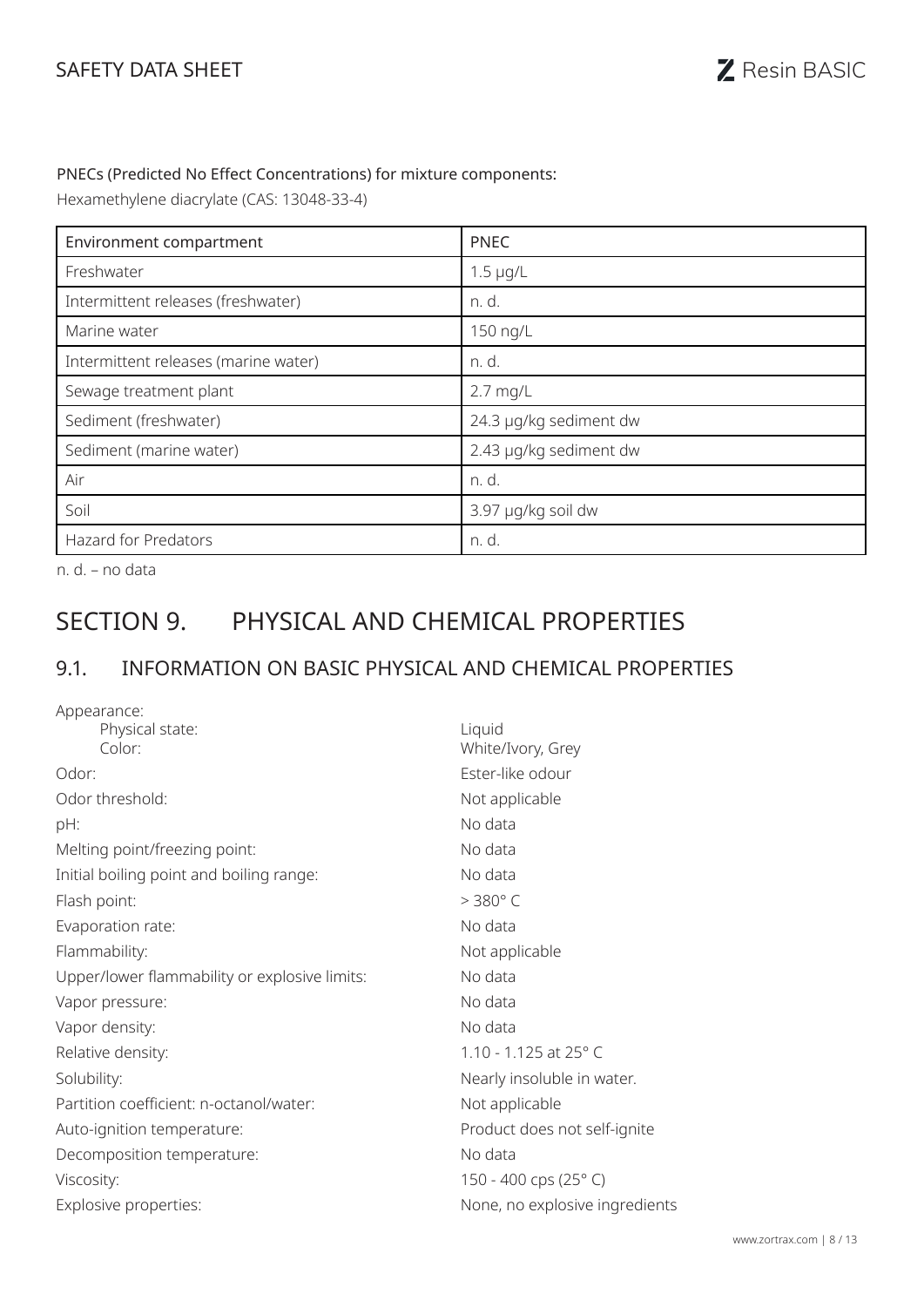PNECs (Predicted No Effect Concentrations) for mixture components:

Hexamethylene diacrylate (CAS: 13048-33-4)

| Environment compartment | PNEC |
|---|---|
| Freshwater | 1.5 μg/L |
| Intermittent releases (freshwater) | n. d. |
| Marine water | 150 ng/L |
| Intermittent releases (marine water) | n. d. |
| Sewage treatment plant | 2.7 mg/L |
| Sediment (freshwater) | 24.3 μg/kg sediment dw |
| Sediment (marine water) | 2.43 μg/kg sediment dw |
| Air | n. d. |
| Soil | 3.97 μg/kg soil dw |
| Hazard for Predators | n. d. |

n. d. – no data

# SECTION 9. PHYSICAL AND CHEMICAL PROPERTIES

## 9.1. INFORMATION ON BASIC PHYSICAL AND CHEMICAL PROPERTIES

| | |
|---|---|
| Appearance: | |
| Physical state: | Liquid |
| Color: | White/Ivory, Grey |
| Odor: | Ester-like odour |
| Odor threshold: | Not applicable |
| pH: | No data |
| Melting point/freezing point: | No data |
| Initial boiling point and boiling range: | No data |
| Flash point: | > 380° C |
| Evaporation rate: | No data |
| Flammability: | Not applicable |
| Upper/lower flammability or explosive limits: | No data |
| Vapor pressure: | No data |
| Vapor density: | No data |
| Relative density: | 1.10 - 1.125 at 25° C |
| Solubility: | Nearly insoluble in water. |
| Partition coefficient: n-octanol/water: | Not applicable |
| Auto-ignition temperature: | Product does not self-ignite |
| Decomposition temperature: | No data |
| Viscosity: | 150 - 400 cps (25° C) |
| Explosive properties: | None, no explosive ingredients |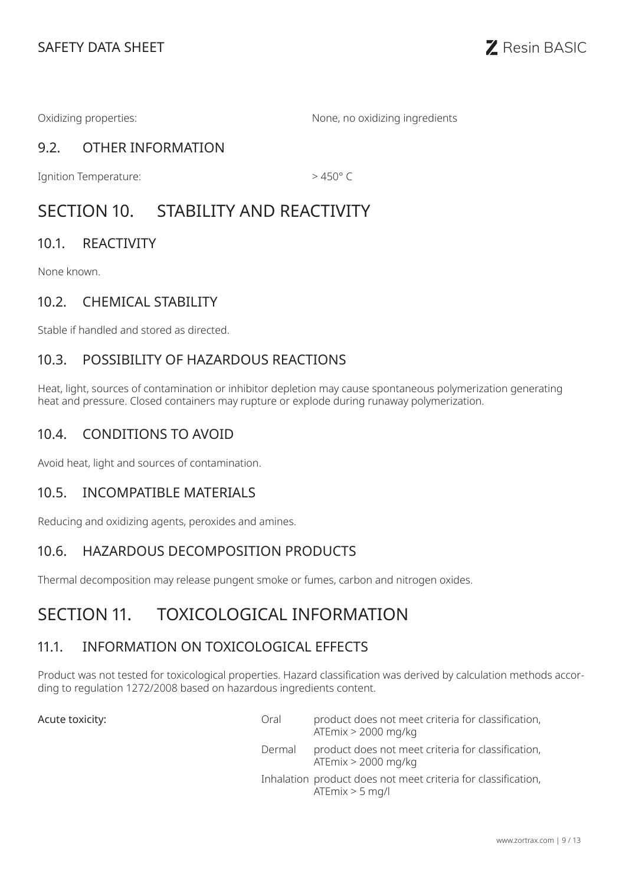Oxidizing properties: None, no oxidizing ingredients

## 9.2. OTHER INFORMATION

Ignition Temperature: > 450° C

# SECTION 10. STABILITY AND REACTIVITY

## 10.1. REACTIVITY

None known.

## 10.2. CHEMICAL STABILITY

Stable if handled and stored as directed.

## 10.3. POSSIBILITY OF HAZARDOUS REACTIONS

Heat, light, sources of contamination or inhibitor depletion may cause spontaneous polymerization generating heat and pressure. Closed containers may rupture or explode during runaway polymerization.

## 10.4. CONDITIONS TO AVOID

Avoid heat, light and sources of contamination.

## 10.5. INCOMPATIBLE MATERIALS

Reducing and oxidizing agents, peroxides and amines.

## 10.6. HAZARDOUS DECOMPOSITION PRODUCTS

Thermal decomposition may release pungent smoke or fumes, carbon and nitrogen oxides.

# SECTION 11. TOXICOLOGICAL INFORMATION

## 11.1. INFORMATION ON TOXICOLOGICAL EFFECTS

Product was not tested for toxicological properties. Hazard classification was derived by calculation methods according to regulation 1272/2008 based on hazardous ingredients content.

| | | |
|---|---|---|
| Acute toxicity: | Oral | product does not meet criteria for classification, ATEmix > 2000 mg/kg |
| | Dermal | product does not meet criteria for classification, ATEmix > 2000 mg/kg |
| | Inhalation | product does not meet criteria for classification, ATEmix > 5 mg/l |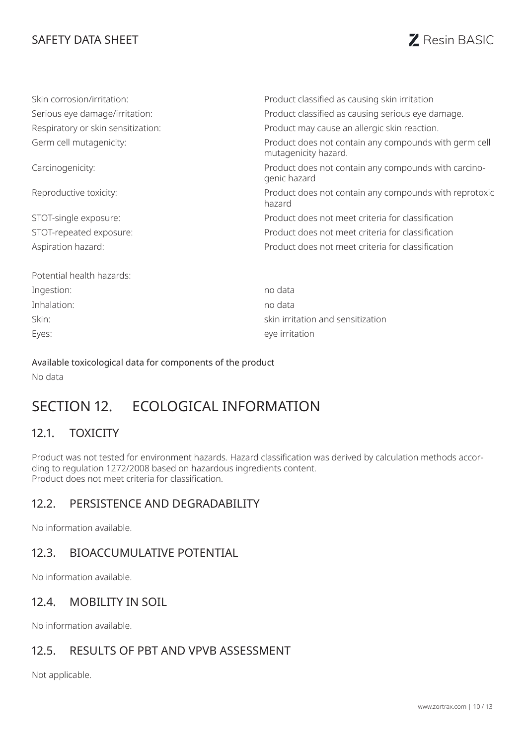| | |
|---|---|
| Skin corrosion/irritation: | Product classified as causing skin irritation |
| Serious eye damage/irritation: | Product classified as causing serious eye damage. |
| Respiratory or skin sensitization: | Product may cause an allergic skin reaction. |
| Germ cell mutagenicity: | Product does not contain any compounds with germ cell mutagenicity hazard. |
| Carcinogenicity: | Product does not contain any compounds with carcinogenic hazard |
| Reproductive toxicity: | Product does not contain any compounds with reprotoxic hazard |
| STOT-single exposure: | Product does not meet criteria for classification |
| STOT-repeated exposure: | Product does not meet criteria for classification |
| Aspiration hazard: | Product does not meet criteria for classification |

Potential health hazards:

| | |
|---|---|
| Ingestion: | no data |
| Inhalation: | no data |
| Skin: | skin irritation and sensitization |
| Eyes: | eye irritation |

Available toxicological data for components of the product

No data

# SECTION 12. ECOLOGICAL INFORMATION

## 12.1. TOXICITY

Product was not tested for environment hazards. Hazard classification was derived by calculation methods according to regulation 1272/2008 based on hazardous ingredients content.
Product does not meet criteria for classification.

## 12.2. PERSISTENCE AND DEGRADABILITY

No information available.

## 12.3. BIOACCUMULATIVE POTENTIAL

No information available.

## 12.4. MOBILITY IN SOIL

No information available.

## 12.5. RESULTS OF PBT AND VPVB ASSESSMENT

Not applicable.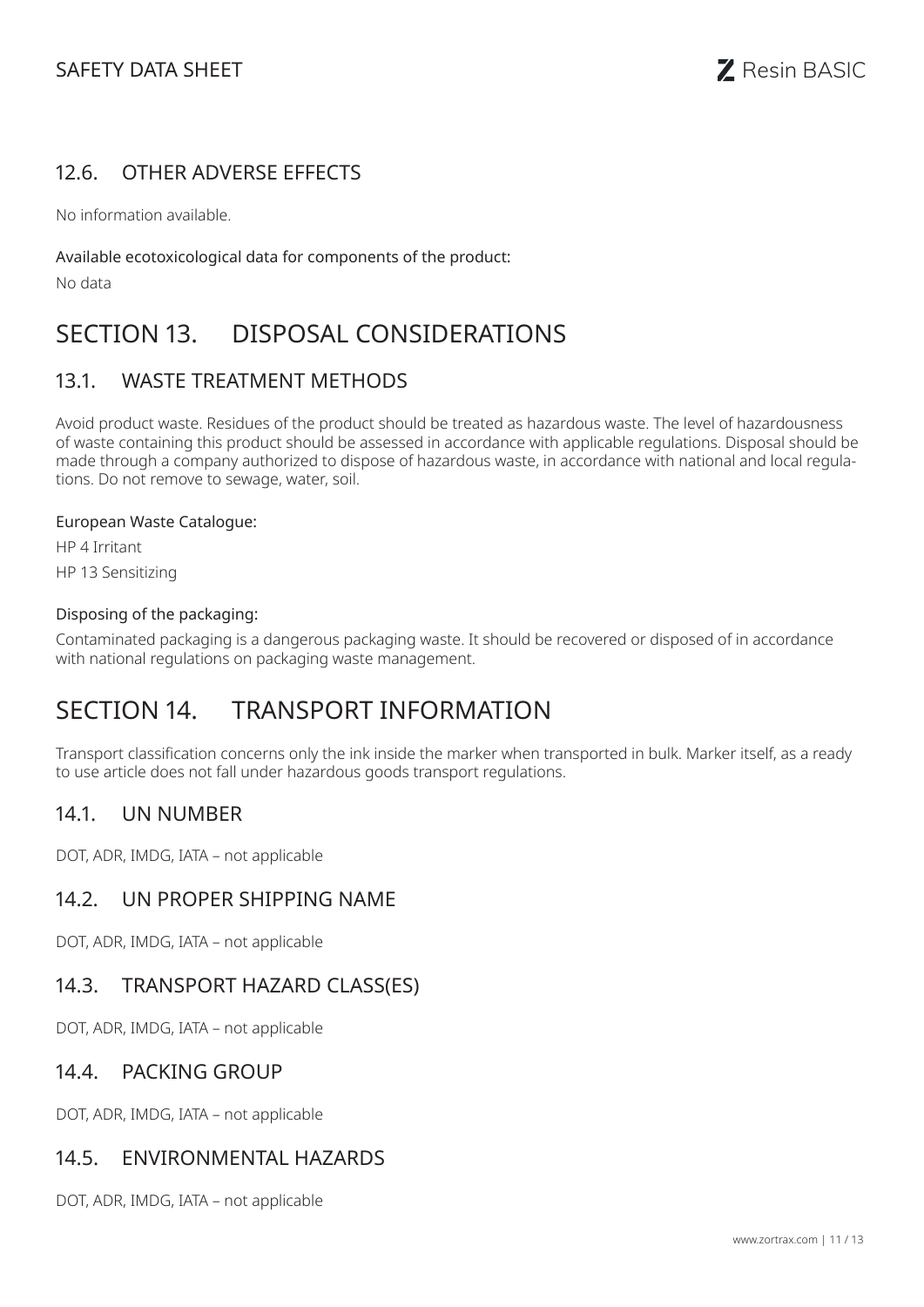### 12.6. OTHER ADVERSE EFFECTS

No information available.

Available ecotoxicological data for components of the product:

No data

## SECTION 13. DISPOSAL CONSIDERATIONS

### 13.1. WASTE TREATMENT METHODS

Avoid product waste. Residues of the product should be treated as hazardous waste. The level of hazardousness of waste containing this product should be assessed in accordance with applicable regulations. Disposal should be made through a company authorized to dispose of hazardous waste, in accordance with national and local regulations. Do not remove to sewage, water, soil.

European Waste Catalogue:

HP 4 Irritant

HP 13 Sensitizing

Disposing of the packaging:

Contaminated packaging is a dangerous packaging waste. It should be recovered or disposed of in accordance with national regulations on packaging waste management.

## SECTION 14. TRANSPORT INFORMATION

Transport classification concerns only the ink inside the marker when transported in bulk. Marker itself, as a ready to use article does not fall under hazardous goods transport regulations.

### 14.1. UN NUMBER

DOT, ADR, IMDG, IATA – not applicable

### 14.2. UN PROPER SHIPPING NAME

DOT, ADR, IMDG, IATA – not applicable

### 14.3. TRANSPORT HAZARD CLASS(ES)

DOT, ADR, IMDG, IATA – not applicable

### 14.4. PACKING GROUP

DOT, ADR, IMDG, IATA – not applicable

### 14.5. ENVIRONMENTAL HAZARDS

DOT, ADR, IMDG, IATA – not applicable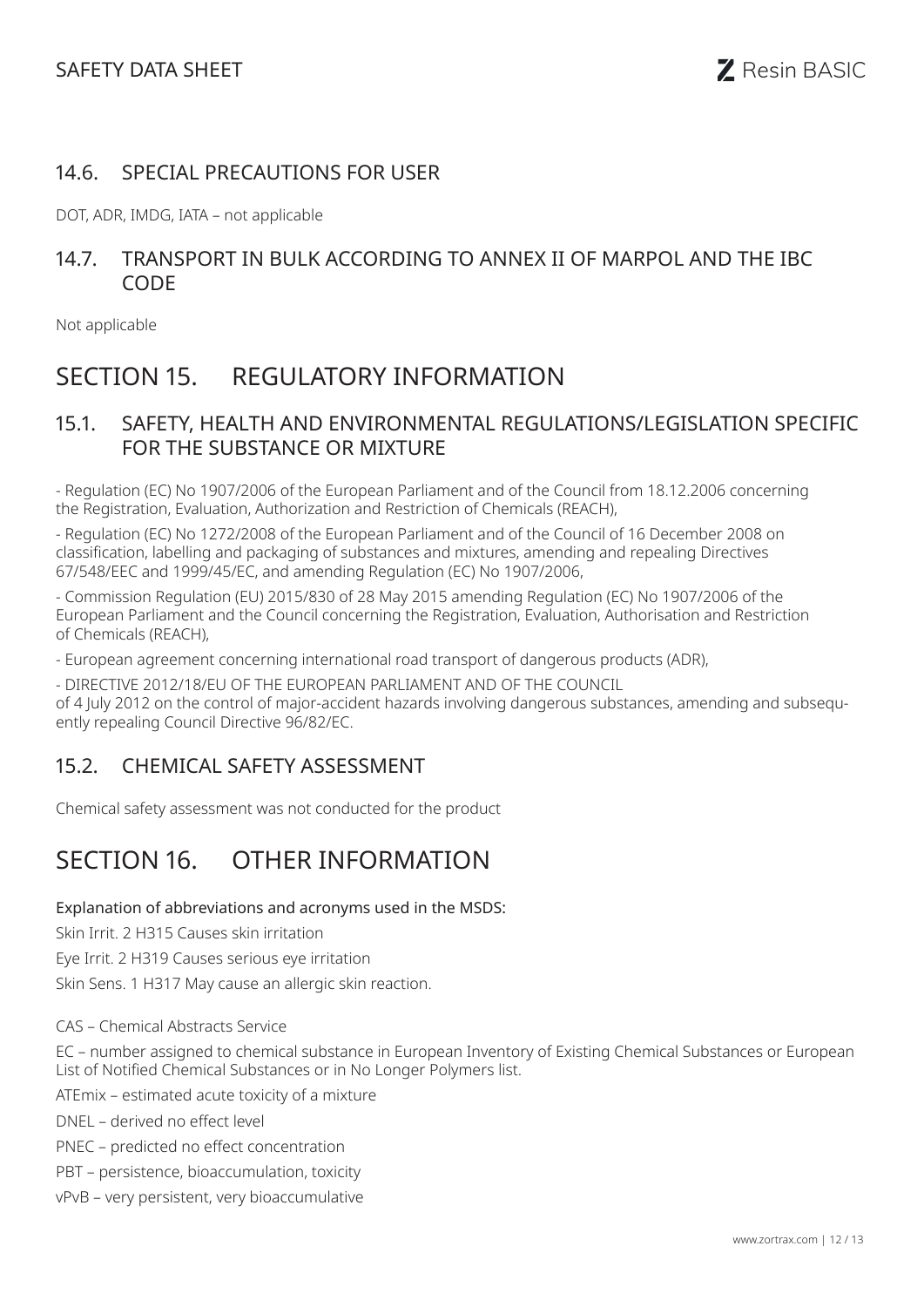### 14.6. SPECIAL PRECAUTIONS FOR USER

DOT, ADR, IMDG, IATA – not applicable

### 14.7. TRANSPORT IN BULK ACCORDING TO ANNEX II OF MARPOL AND THE IBC CODE

Not applicable

## SECTION 15. REGULATORY INFORMATION

### 15.1. SAFETY, HEALTH AND ENVIRONMENTAL REGULATIONS/LEGISLATION SPECIFIC FOR THE SUBSTANCE OR MIXTURE

- Regulation (EC) No 1907/2006 of the European Parliament and of the Council from 18.12.2006 concerning the Registration, Evaluation, Authorization and Restriction of Chemicals (REACH),

- Regulation (EC) No 1272/2008 of the European Parliament and of the Council of 16 December 2008 on classification, labelling and packaging of substances and mixtures, amending and repealing Directives 67/548/EEC and 1999/45/EC, and amending Regulation (EC) No 1907/2006,

- Commission Regulation (EU) 2015/830 of 28 May 2015 amending Regulation (EC) No 1907/2006 of the European Parliament and the Council concerning the Registration, Evaluation, Authorisation and Restriction of Chemicals (REACH),

- European agreement concerning international road transport of dangerous products (ADR),

- DIRECTIVE 2012/18/EU OF THE EUROPEAN PARLIAMENT AND OF THE COUNCIL of 4 July 2012 on the control of major-accident hazards involving dangerous substances, amending and subsequently repealing Council Directive 96/82/EC.

### 15.2. CHEMICAL SAFETY ASSESSMENT

Chemical safety assessment was not conducted for the product

## SECTION 16. OTHER INFORMATION

Explanation of abbreviations and acronyms used in the MSDS:

Skin Irrit. 2 H315 Causes skin irritation

Eye Irrit. 2 H319 Causes serious eye irritation

Skin Sens. 1 H317 May cause an allergic skin reaction.

CAS – Chemical Abstracts Service

EC – number assigned to chemical substance in European Inventory of Existing Chemical Substances or European List of Notified Chemical Substances or in No Longer Polymers list.

ATEmix – estimated acute toxicity of a mixture

DNEL – derived no effect level

PNEC – predicted no effect concentration

PBT – persistence, bioaccumulation, toxicity

vPvB – very persistent, very bioaccumulative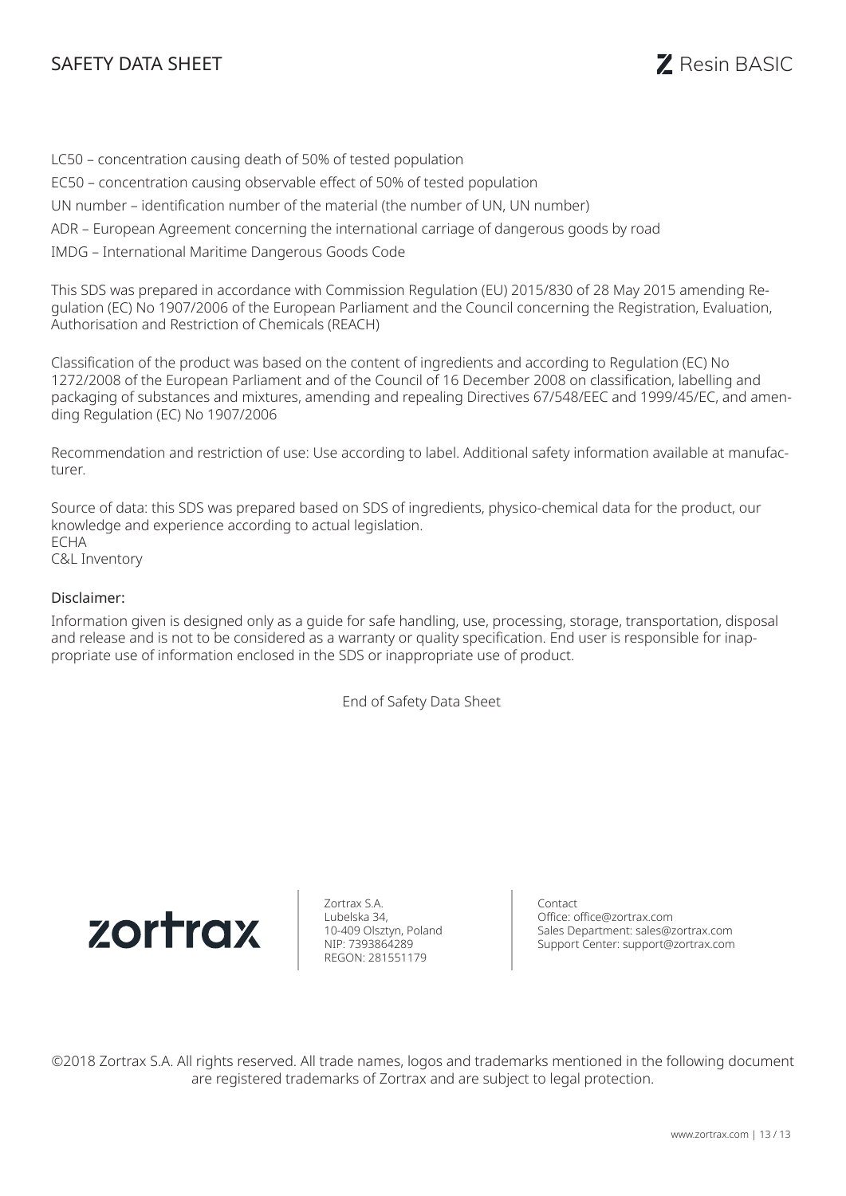LC50 – concentration causing death of 50% of tested population

EC50 – concentration causing observable effect of 50% of tested population

UN number – identification number of the material (the number of UN, UN number)

ADR – European Agreement concerning the international carriage of dangerous goods by road

IMDG – International Maritime Dangerous Goods Code

This SDS was prepared in accordance with Commission Regulation (EU) 2015/830 of 28 May 2015 amending Regulation (EC) No 1907/2006 of the European Parliament and the Council concerning the Registration, Evaluation, Authorisation and Restriction of Chemicals (REACH)

Classification of the product was based on the content of ingredients and according to Regulation (EC) No 1272/2008 of the European Parliament and of the Council of 16 December 2008 on classification, labelling and packaging of substances and mixtures, amending and repealing Directives 67/548/EEC and 1999/45/EC, and amending Regulation (EC) No 1907/2006

Recommendation and restriction of use: Use according to label. Additional safety information available at manufacturer.

Source of data: this SDS was prepared based on SDS of ingredients, physico-chemical data for the product, our knowledge and experience according to actual legislation.
ECHA
C&L Inventory

Disclaimer:

Information given is designed only as a guide for safe handling, use, processing, storage, transportation, disposal and release and is not to be considered as a warranty or quality specification. End user is responsible for inappropriate use of information enclosed in the SDS or inappropriate use of product.

End of Safety Data Sheet

zortrax

Zortrax S.A.
Lubelska 34,
10-409 Olsztyn, Poland
NIP: 7393864289
REGON: 281551179

Contact
Office: office@zortrax.com
Sales Department: sales@zortrax.com
Support Center: support@zortrax.com

©2018 Zortrax S.A. All rights reserved. All trade names, logos and trademarks mentioned in the following document are registered trademarks of Zortrax and are subject to legal protection.